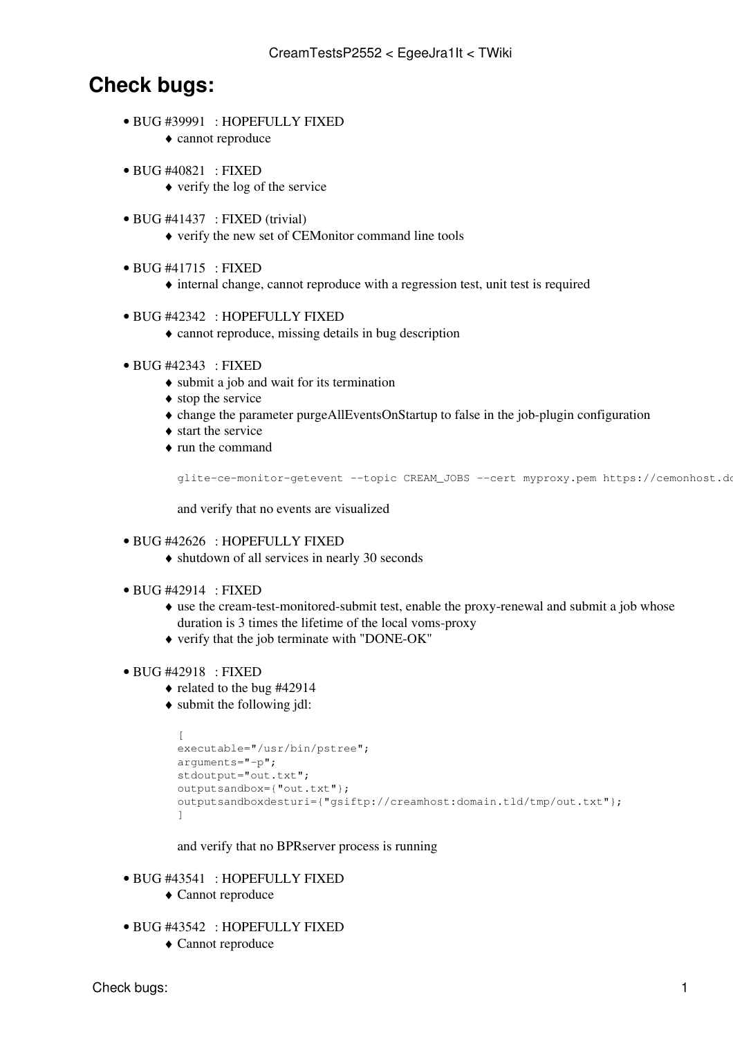# Check bugs:

- BUG #39991 : HOPEFULLY FIXED
  - cannot reproduce
- BUG #40821 : FIXED
  - verify the log of the service
- BUG #41437 : FIXED (trivial)
  - verify the new set of CEMonitor command line tools
- BUG #41715 : FIXED
  - internal change, cannot reproduce with a regression test, unit test is required
- BUG #42342 : HOPEFULLY FIXED
  - cannot reproduce, missing details in bug description
- BUG #42343 : FIXED
  - submit a job and wait for its termination
  - stop the service
  - change the parameter purgeAllEventsOnStartup to false in the job-plugin configuration
  - start the service
  - run the command

    ```
    glite-ce-monitor-getevent --topic CREAM_JOBS --cert myproxy.pem https://cemonhost.do
    ```

    and verify that no events are visualized
- BUG #42626 : HOPEFULLY FIXED
  - shutdown of all services in nearly 30 seconds
- BUG #42914 : FIXED
  - use the cream-test-monitored-submit test, enable the proxy-renewal and submit a job whose duration is 3 times the lifetime of the local voms-proxy
  - verify that the job terminate with "DONE-OK"
- BUG #42918 : FIXED
  - related to the bug #42914
  - submit the following jdl:

    ```
    [
    executable="/usr/bin/pstree";
    arguments="-p";
    stdoutput="out.txt";
    outputsandbox={"out.txt"};
    outputsandboxdesturi={"gsiftp://creamhost:domain.tld/tmp/out.txt"};
    ]
    ```

    and verify that no BPRserver process is running
- BUG #43541 : HOPEFULLY FIXED
  - Cannot reproduce
- BUG #43542 : HOPEFULLY FIXED
  - Cannot reproduce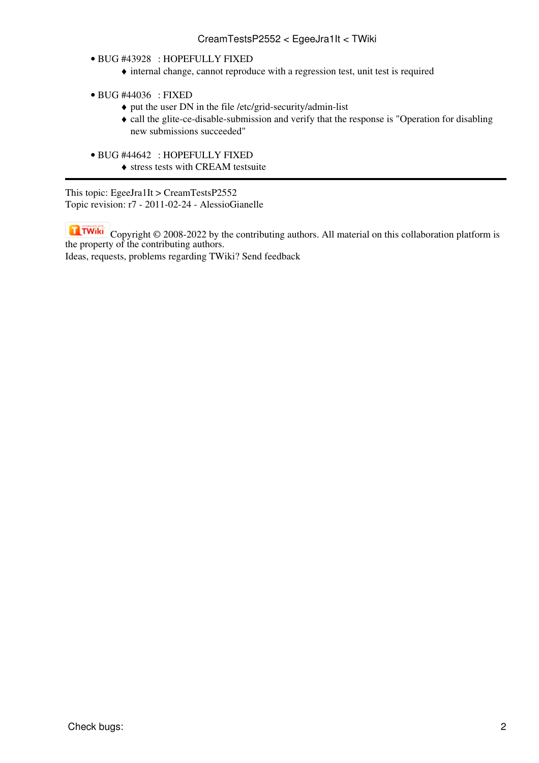- BUG #43928 : HOPEFULLY FIXED
    - internal change, cannot reproduce with a regression test, unit test is required
- BUG #44036 : FIXED
    - put the user DN in the file /etc/grid-security/admin-list
    - call the glite-ce-disable-submission and verify that the response is "Operation for disabling new submissions succeeded"
- BUG #44642 : HOPEFULLY FIXED
    - stress tests with CREAM testsuite

---

This topic: EgeeJra1It > CreamTestsP2552
Topic revision: r7 - 2011-02-24 - AlessioGianelle

Copyright © 2008-2022 by the contributing authors. All material on this collaboration platform is the property of the contributing authors.
Ideas, requests, problems regarding TWiki? Send feedback